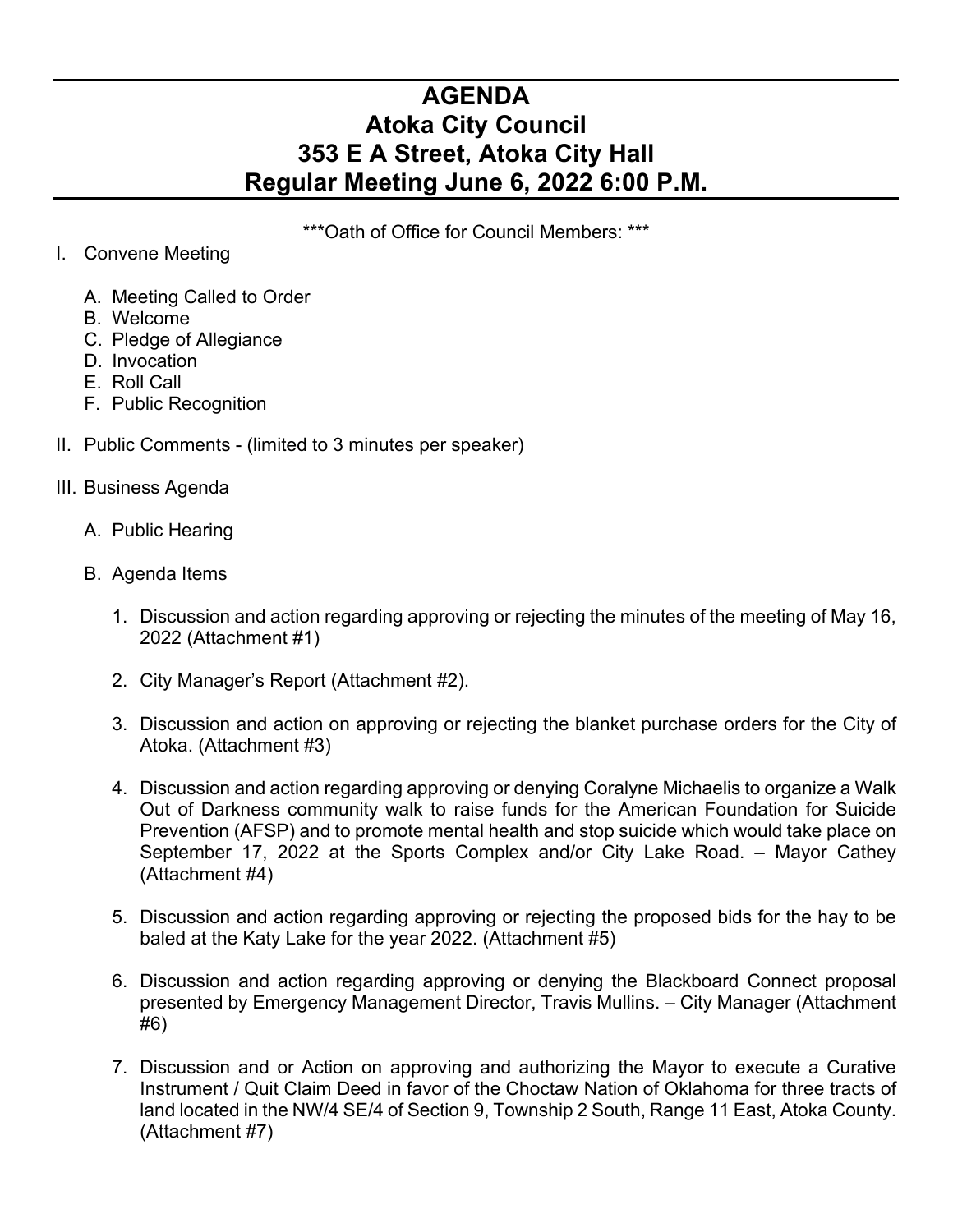# AGENDA
# Atoka City Council
# 353 E A Street, Atoka City Hall
# Regular Meeting June 6, 2022 6:00 P.M.

***Oath of Office for Council Members: ***

I. Convene Meeting

   A. Meeting Called to Order
   B. Welcome
   C. Pledge of Allegiance
   D. Invocation
   E. Roll Call
   F. Public Recognition

II. Public Comments - (limited to 3 minutes per speaker)

III. Business Agenda

   A. Public Hearing

   B. Agenda Items

      1. Discussion and action regarding approving or rejecting the minutes of the meeting of May 16, 2022 (Attachment #1)

      2. City Manager's Report (Attachment #2).

      3. Discussion and action on approving or rejecting the blanket purchase orders for the City of Atoka. (Attachment #3)

      4. Discussion and action regarding approving or denying Coralyne Michaelis to organize a Walk Out of Darkness community walk to raise funds for the American Foundation for Suicide Prevention (AFSP) and to promote mental health and stop suicide which would take place on September 17, 2022 at the Sports Complex and/or City Lake Road. – Mayor Cathey (Attachment #4)

      5. Discussion and action regarding approving or rejecting the proposed bids for the hay to be baled at the Katy Lake for the year 2022. (Attachment #5)

      6. Discussion and action regarding approving or denying the Blackboard Connect proposal presented by Emergency Management Director, Travis Mullins. – City Manager (Attachment #6)

      7. Discussion and or Action on approving and authorizing the Mayor to execute a Curative Instrument / Quit Claim Deed in favor of the Choctaw Nation of Oklahoma for three tracts of land located in the NW/4 SE/4 of Section 9, Township 2 South, Range 11 East, Atoka County. (Attachment #7)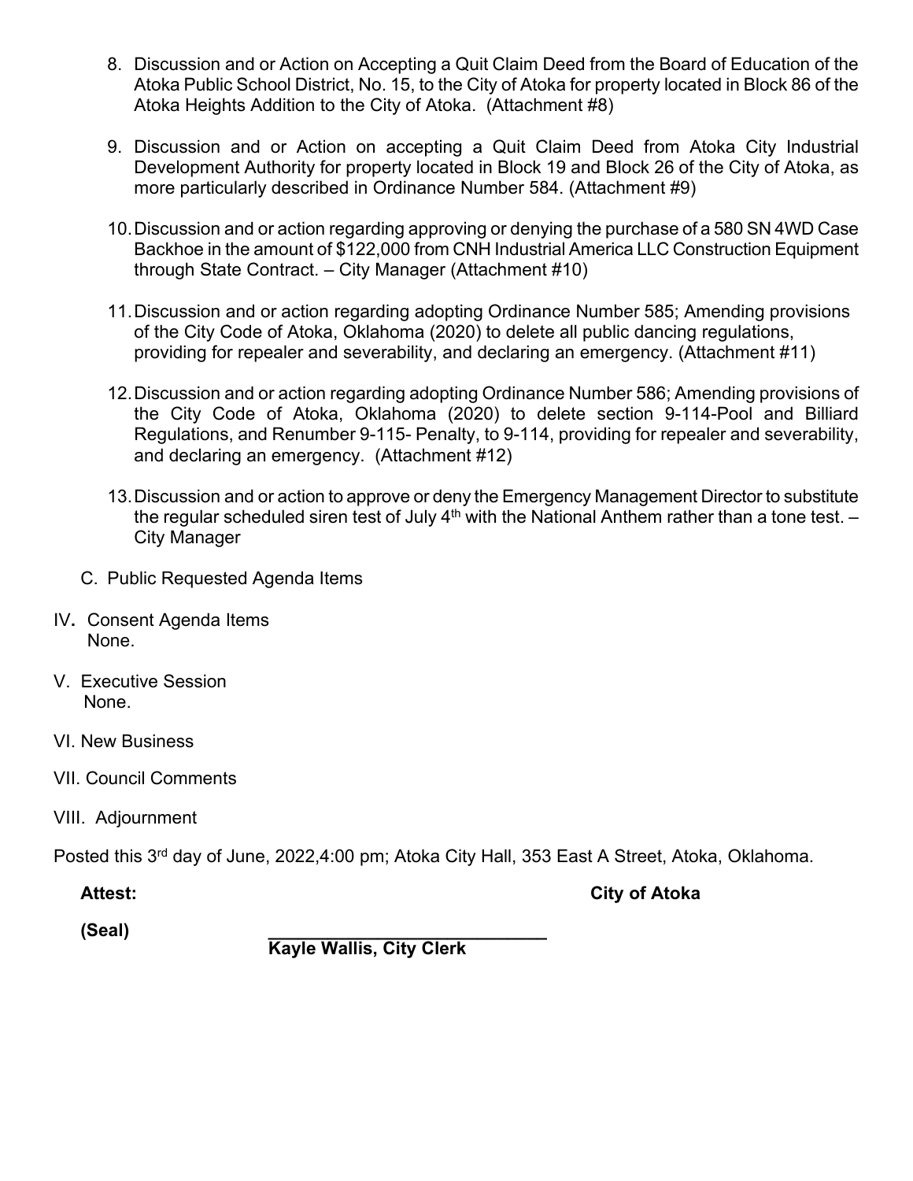8. Discussion and or Action on Accepting a Quit Claim Deed from the Board of Education of the Atoka Public School District, No. 15, to the City of Atoka for property located in Block 86 of the Atoka Heights Addition to the City of Atoka. (Attachment #8)

9. Discussion and or Action on accepting a Quit Claim Deed from Atoka City Industrial Development Authority for property located in Block 19 and Block 26 of the City of Atoka, as more particularly described in Ordinance Number 584. (Attachment #9)

10. Discussion and or action regarding approving or denying the purchase of a 580 SN 4WD Case Backhoe in the amount of $122,000 from CNH Industrial America LLC Construction Equipment through State Contract. – City Manager (Attachment #10)

11. Discussion and or action regarding adopting Ordinance Number 585; Amending provisions of the City Code of Atoka, Oklahoma (2020) to delete all public dancing regulations, providing for repealer and severability, and declaring an emergency. (Attachment #11)

12. Discussion and or action regarding adopting Ordinance Number 586; Amending provisions of the City Code of Atoka, Oklahoma (2020) to delete section 9-114-Pool and Billiard Regulations, and Renumber 9-115- Penalty, to 9-114, providing for repealer and severability, and declaring an emergency. (Attachment #12)

13. Discussion and or action to approve or deny the Emergency Management Director to substitute the regular scheduled siren test of July 4th with the National Anthem rather than a tone test. – City Manager

C. Public Requested Agenda Items

IV. Consent Agenda Items
None.

V. Executive Session
None.

VI. New Business

VII. Council Comments

VIII. Adjournment

Posted this 3rd day of June, 2022,4:00 pm; Atoka City Hall, 353 East A Street, Atoka, Oklahoma.

**Attest:** **City of Atoka**

**(Seal)** ______________________________

**Kayle Wallis, City Clerk**